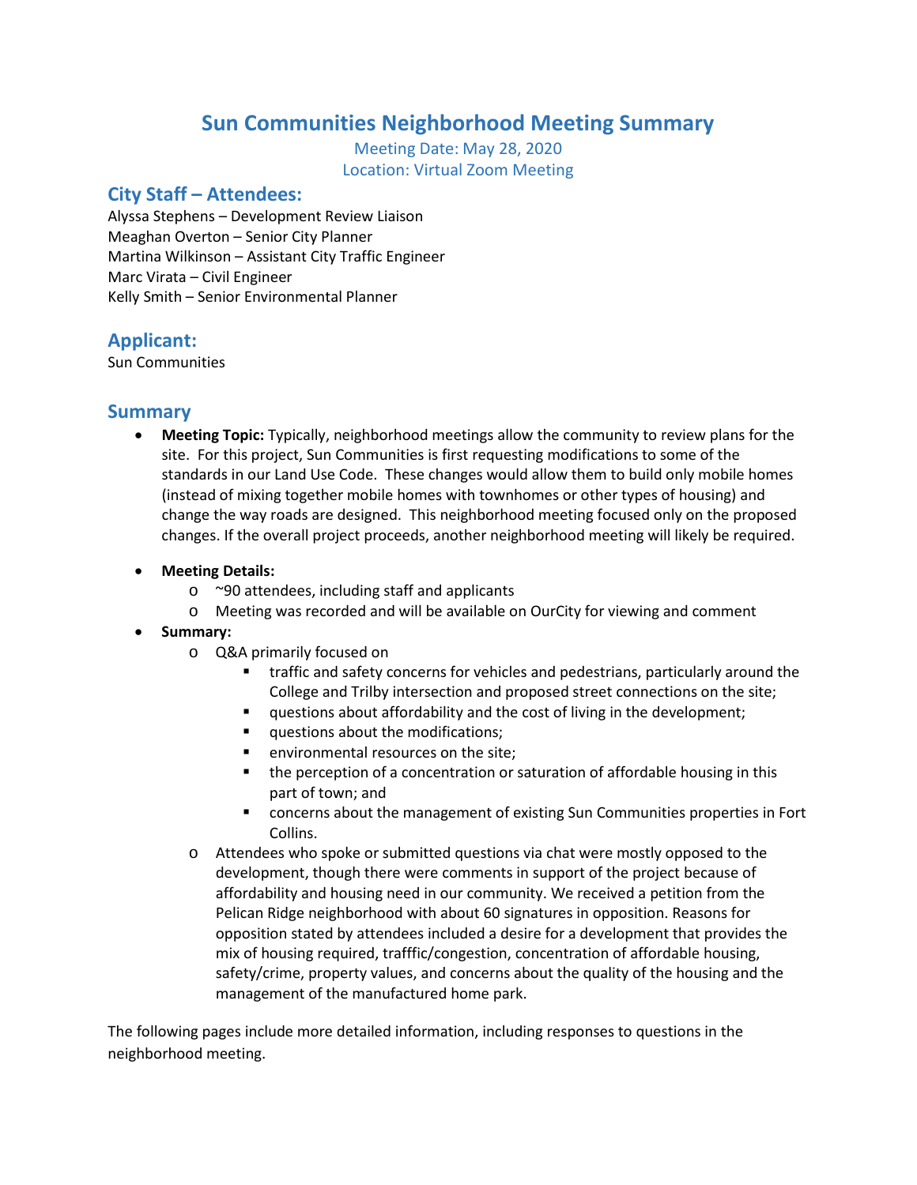# Sun Communities Neighborhood Meeting Summary

Meeting Date: May 28, 2020
Location: Virtual Zoom Meeting

## City Staff – Attendees:

Alyssa Stephens – Development Review Liaison
Meaghan Overton – Senior City Planner
Martina Wilkinson – Assistant City Traffic Engineer
Marc Virata – Civil Engineer
Kelly Smith – Senior Environmental Planner

## Applicant:

Sun Communities

## Summary

- **Meeting Topic:** Typically, neighborhood meetings allow the community to review plans for the site. For this project, Sun Communities is first requesting modifications to some of the standards in our Land Use Code. These changes would allow them to build only mobile homes (instead of mixing together mobile homes with townhomes or other types of housing) and change the way roads are designed. This neighborhood meeting focused only on the proposed changes. If the overall project proceeds, another neighborhood meeting will likely be required.

- **Meeting Details:**
  - ~90 attendees, including staff and applicants
  - Meeting was recorded and will be available on OurCity for viewing and comment
- **Summary:**
  - Q&A primarily focused on
    - traffic and safety concerns for vehicles and pedestrians, particularly around the College and Trilby intersection and proposed street connections on the site;
    - questions about affordability and the cost of living in the development;
    - questions about the modifications;
    - environmental resources on the site;
    - the perception of a concentration or saturation of affordable housing in this part of town; and
    - concerns about the management of existing Sun Communities properties in Fort Collins.
  - Attendees who spoke or submitted questions via chat were mostly opposed to the development, though there were comments in support of the project because of affordability and housing need in our community. We received a petition from the Pelican Ridge neighborhood with about 60 signatures in opposition. Reasons for opposition stated by attendees included a desire for a development that provides the mix of housing required, trafffic/congestion, concentration of affordable housing, safety/crime, property values, and concerns about the quality of the housing and the management of the manufactured home park.

The following pages include more detailed information, including responses to questions in the neighborhood meeting.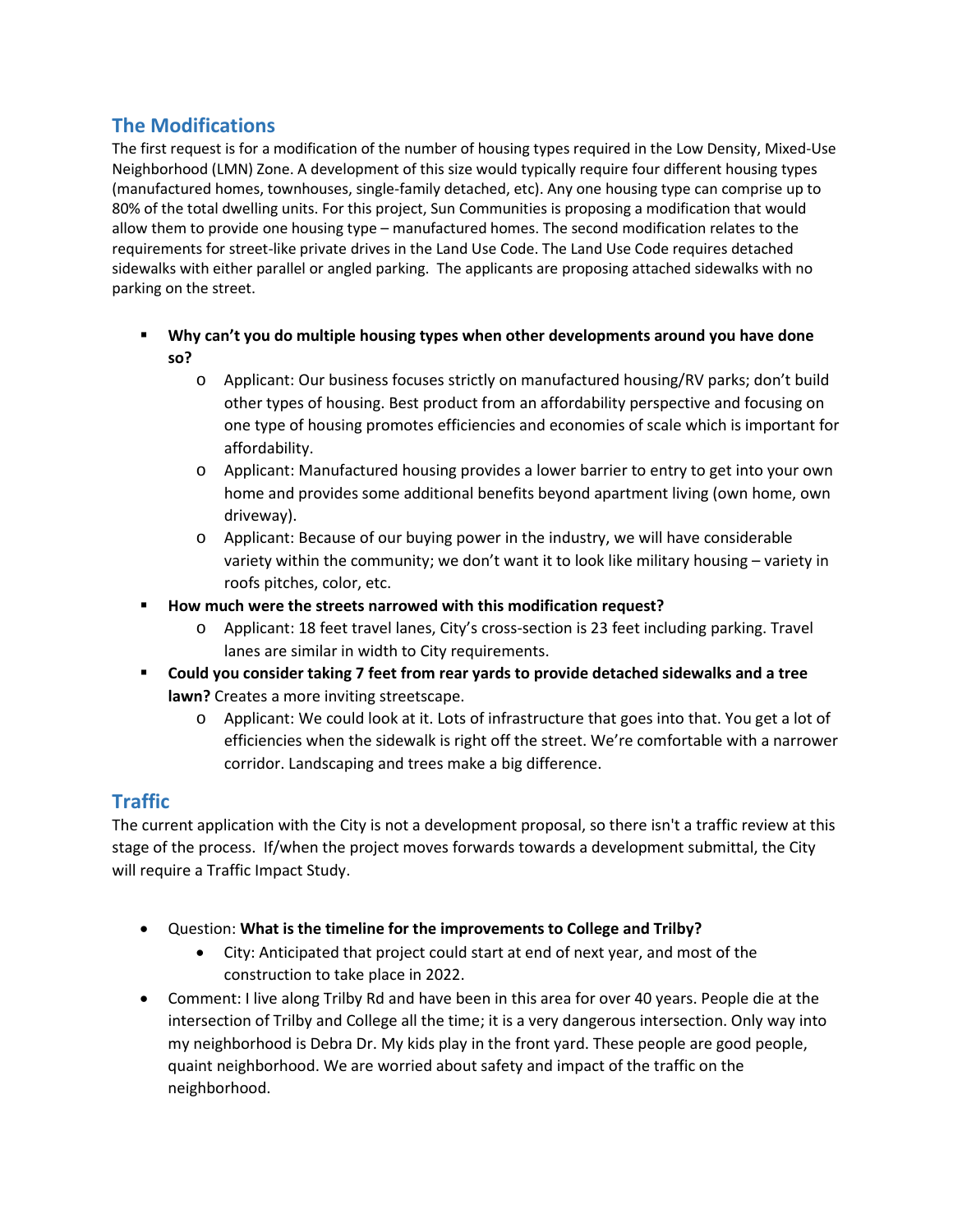## The Modifications

The first request is for a modification of the number of housing types required in the Low Density, Mixed-Use Neighborhood (LMN) Zone. A development of this size would typically require four different housing types (manufactured homes, townhouses, single-family detached, etc). Any one housing type can comprise up to 80% of the total dwelling units. For this project, Sun Communities is proposing a modification that would allow them to provide one housing type – manufactured homes. The second modification relates to the requirements for street-like private drives in the Land Use Code. The Land Use Code requires detached sidewalks with either parallel or angled parking. The applicants are proposing attached sidewalks with no parking on the street.

- **Why can't you do multiple housing types when other developments around you have done so?**
  - Applicant: Our business focuses strictly on manufactured housing/RV parks; don't build other types of housing. Best product from an affordability perspective and focusing on one type of housing promotes efficiencies and economies of scale which is important for affordability.
  - Applicant: Manufactured housing provides a lower barrier to entry to get into your own home and provides some additional benefits beyond apartment living (own home, own driveway).
  - Applicant: Because of our buying power in the industry, we will have considerable variety within the community; we don't want it to look like military housing – variety in roofs pitches, color, etc.
- **How much were the streets narrowed with this modification request?**
  - Applicant: 18 feet travel lanes, City's cross-section is 23 feet including parking. Travel lanes are similar in width to City requirements.
- **Could you consider taking 7 feet from rear yards to provide detached sidewalks and a tree lawn?** Creates a more inviting streetscape.
  - Applicant: We could look at it. Lots of infrastructure that goes into that. You get a lot of efficiencies when the sidewalk is right off the street. We're comfortable with a narrower corridor. Landscaping and trees make a big difference.

## Traffic

The current application with the City is not a development proposal, so there isn't a traffic review at this stage of the process. If/when the project moves forwards towards a development submittal, the City will require a Traffic Impact Study.

- Question: **What is the timeline for the improvements to College and Trilby?**
  - City: Anticipated that project could start at end of next year, and most of the construction to take place in 2022.
- Comment: I live along Trilby Rd and have been in this area for over 40 years. People die at the intersection of Trilby and College all the time; it is a very dangerous intersection. Only way into my neighborhood is Debra Dr. My kids play in the front yard. These people are good people, quaint neighborhood. We are worried about safety and impact of the traffic on the neighborhood.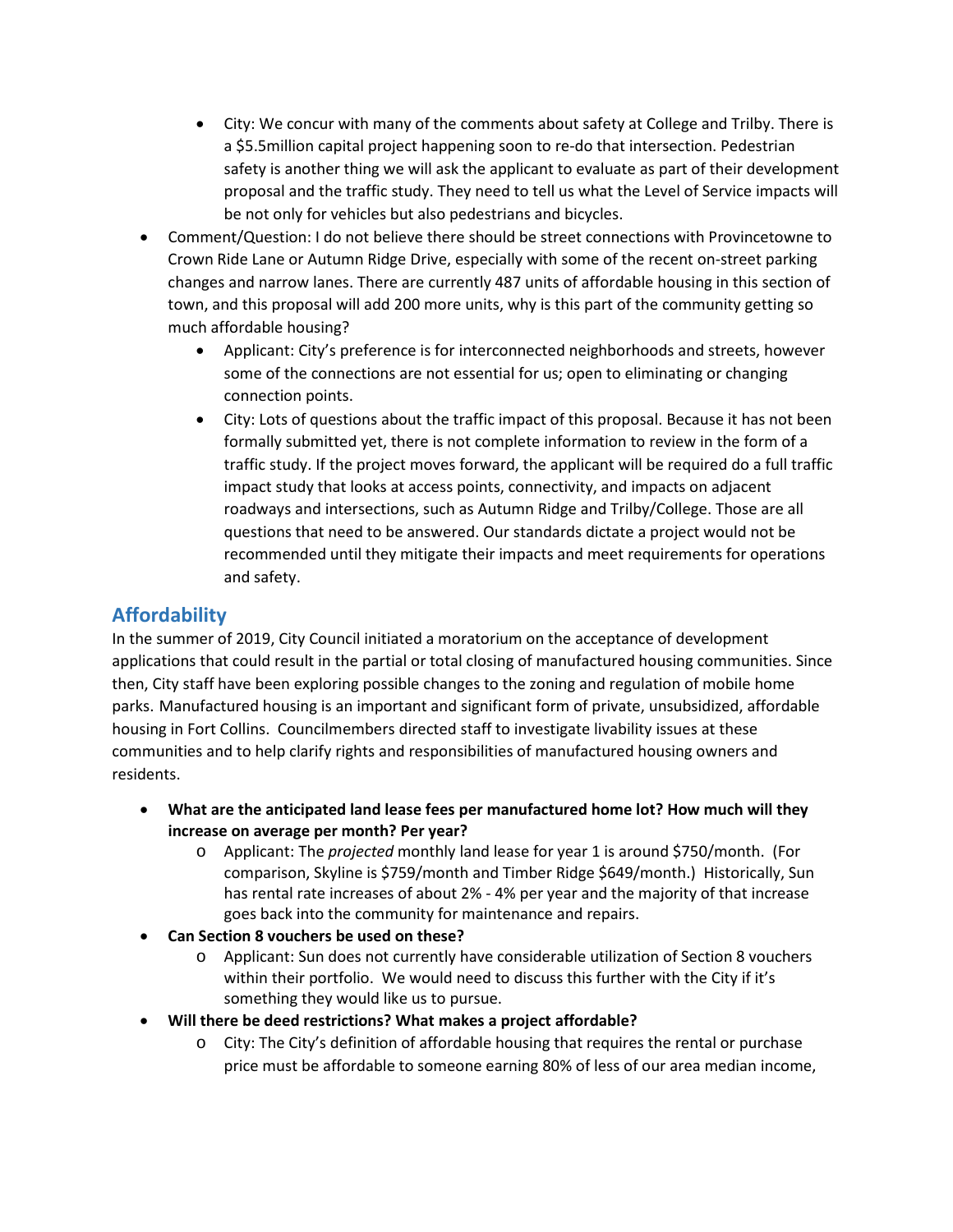- City: We concur with many of the comments about safety at College and Trilby. There is a $5.5million capital project happening soon to re-do that intersection. Pedestrian safety is another thing we will ask the applicant to evaluate as part of their development proposal and the traffic study. They need to tell us what the Level of Service impacts will be not only for vehicles but also pedestrians and bicycles.
- Comment/Question: I do not believe there should be street connections with Provincetowne to Crown Ride Lane or Autumn Ridge Drive, especially with some of the recent on-street parking changes and narrow lanes. There are currently 487 units of affordable housing in this section of town, and this proposal will add 200 more units, why is this part of the community getting so much affordable housing?
  - Applicant: City's preference is for interconnected neighborhoods and streets, however some of the connections are not essential for us; open to eliminating or changing connection points.
  - City: Lots of questions about the traffic impact of this proposal. Because it has not been formally submitted yet, there is not complete information to review in the form of a traffic study. If the project moves forward, the applicant will be required do a full traffic impact study that looks at access points, connectivity, and impacts on adjacent roadways and intersections, such as Autumn Ridge and Trilby/College. Those are all questions that need to be answered. Our standards dictate a project would not be recommended until they mitigate their impacts and meet requirements for operations and safety.

## Affordability

In the summer of 2019, City Council initiated a moratorium on the acceptance of development applications that could result in the partial or total closing of manufactured housing communities. Since then, City staff have been exploring possible changes to the zoning and regulation of mobile home parks. Manufactured housing is an important and significant form of private, unsubsidized, affordable housing in Fort Collins. Councilmembers directed staff to investigate livability issues at these communities and to help clarify rights and responsibilities of manufactured housing owners and residents.

- **What are the anticipated land lease fees per manufactured home lot? How much will they increase on average per month? Per year?**
  - Applicant: The *projected* monthly land lease for year 1 is around $750/month. (For comparison, Skyline is $759/month and Timber Ridge $649/month.) Historically, Sun has rental rate increases of about 2% - 4% per year and the majority of that increase goes back into the community for maintenance and repairs.
- **Can Section 8 vouchers be used on these?**
  - Applicant: Sun does not currently have considerable utilization of Section 8 vouchers within their portfolio. We would need to discuss this further with the City if it's something they would like us to pursue.
- **Will there be deed restrictions? What makes a project affordable?**
  - City: The City's definition of affordable housing that requires the rental or purchase price must be affordable to someone earning 80% of less of our area median income,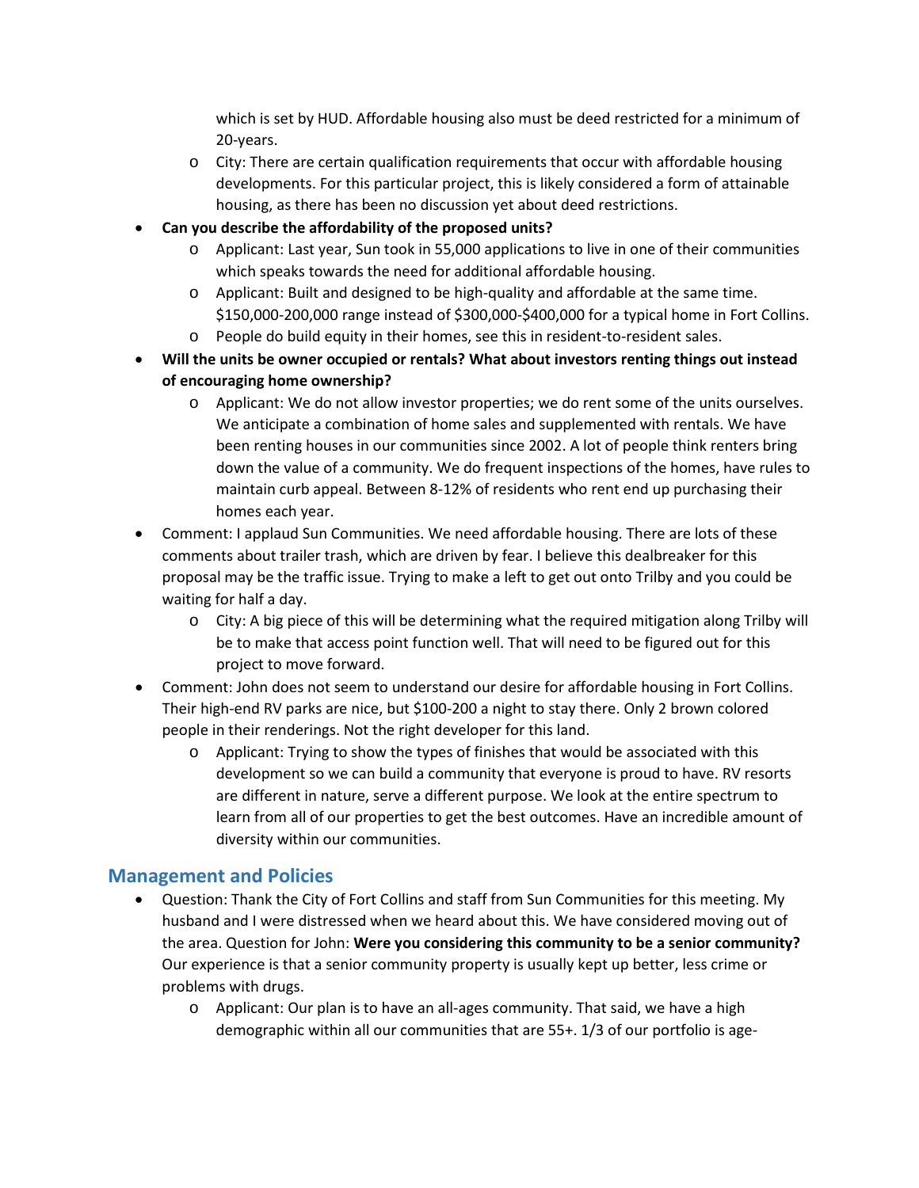which is set by HUD. Affordable housing also must be deed restricted for a minimum of 20-years.
  - City: There are certain qualification requirements that occur with affordable housing developments. For this particular project, this is likely considered a form of attainable housing, as there has been no discussion yet about deed restrictions.
- **Can you describe the affordability of the proposed units?**
  - Applicant: Last year, Sun took in 55,000 applications to live in one of their communities which speaks towards the need for additional affordable housing.
  - Applicant: Built and designed to be high-quality and affordable at the same time. $150,000-200,000 range instead of $300,000-$400,000 for a typical home in Fort Collins.
  - People do build equity in their homes, see this in resident-to-resident sales.
- **Will the units be owner occupied or rentals? What about investors renting things out instead of encouraging home ownership?**
  - Applicant: We do not allow investor properties; we do rent some of the units ourselves. We anticipate a combination of home sales and supplemented with rentals. We have been renting houses in our communities since 2002. A lot of people think renters bring down the value of a community. We do frequent inspections of the homes, have rules to maintain curb appeal. Between 8-12% of residents who rent end up purchasing their homes each year.
- Comment: I applaud Sun Communities. We need affordable housing. There are lots of these comments about trailer trash, which are driven by fear. I believe this dealbreaker for this proposal may be the traffic issue. Trying to make a left to get out onto Trilby and you could be waiting for half a day.
  - City: A big piece of this will be determining what the required mitigation along Trilby will be to make that access point function well. That will need to be figured out for this project to move forward.
- Comment: John does not seem to understand our desire for affordable housing in Fort Collins. Their high-end RV parks are nice, but $100-200 a night to stay there. Only 2 brown colored people in their renderings. Not the right developer for this land.
  - Applicant: Trying to show the types of finishes that would be associated with this development so we can build a community that everyone is proud to have. RV resorts are different in nature, serve a different purpose. We look at the entire spectrum to learn from all of our properties to get the best outcomes. Have an incredible amount of diversity within our communities.

## Management and Policies

- Question: Thank the City of Fort Collins and staff from Sun Communities for this meeting. My husband and I were distressed when we heard about this. We have considered moving out of the area. Question for John: **Were you considering this community to be a senior community?** Our experience is that a senior community property is usually kept up better, less crime or problems with drugs.
  - Applicant: Our plan is to have an all-ages community. That said, we have a high demographic within all our communities that are 55+. 1/3 of our portfolio is age-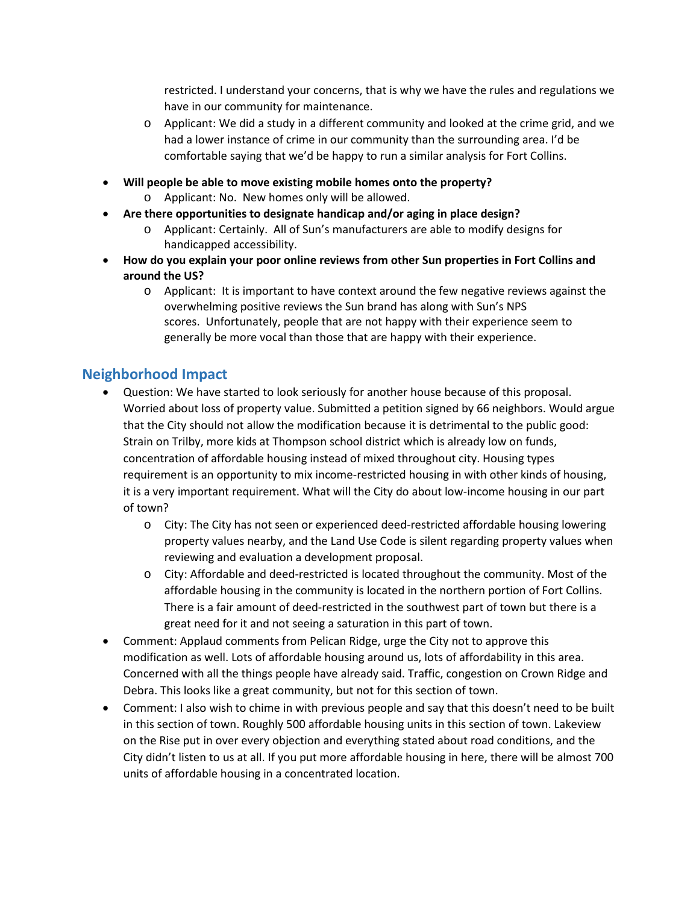restricted. I understand your concerns, that is why we have the rules and regulations we have in our community for maintenance.
    - Applicant: We did a study in a different community and looked at the crime grid, and we had a lower instance of crime in our community than the surrounding area. I'd be comfortable saying that we'd be happy to run a similar analysis for Fort Collins.

- **Will people be able to move existing mobile homes onto the property?**
    - Applicant: No. New homes only will be allowed.
- **Are there opportunities to designate handicap and/or aging in place design?**
    - Applicant: Certainly. All of Sun's manufacturers are able to modify designs for handicapped accessibility.
- **How do you explain your poor online reviews from other Sun properties in Fort Collins and around the US?**
    - Applicant: It is important to have context around the few negative reviews against the overwhelming positive reviews the Sun brand has along with Sun's NPS scores. Unfortunately, people that are not happy with their experience seem to generally be more vocal than those that are happy with their experience.

## Neighborhood Impact

- Question: We have started to look seriously for another house because of this proposal. Worried about loss of property value. Submitted a petition signed by 66 neighbors. Would argue that the City should not allow the modification because it is detrimental to the public good: Strain on Trilby, more kids at Thompson school district which is already low on funds, concentration of affordable housing instead of mixed throughout city. Housing types requirement is an opportunity to mix income-restricted housing in with other kinds of housing, it is a very important requirement. What will the City do about low-income housing in our part of town?
    - City: The City has not seen or experienced deed-restricted affordable housing lowering property values nearby, and the Land Use Code is silent regarding property values when reviewing and evaluation a development proposal.
    - City: Affordable and deed-restricted is located throughout the community. Most of the affordable housing in the community is located in the northern portion of Fort Collins. There is a fair amount of deed-restricted in the southwest part of town but there is a great need for it and not seeing a saturation in this part of town.
- Comment: Applaud comments from Pelican Ridge, urge the City not to approve this modification as well. Lots of affordable housing around us, lots of affordability in this area. Concerned with all the things people have already said. Traffic, congestion on Crown Ridge and Debra. This looks like a great community, but not for this section of town.
- Comment: I also wish to chime in with previous people and say that this doesn't need to be built in this section of town. Roughly 500 affordable housing units in this section of town. Lakeview on the Rise put in over every objection and everything stated about road conditions, and the City didn't listen to us at all. If you put more affordable housing in here, there will be almost 700 units of affordable housing in a concentrated location.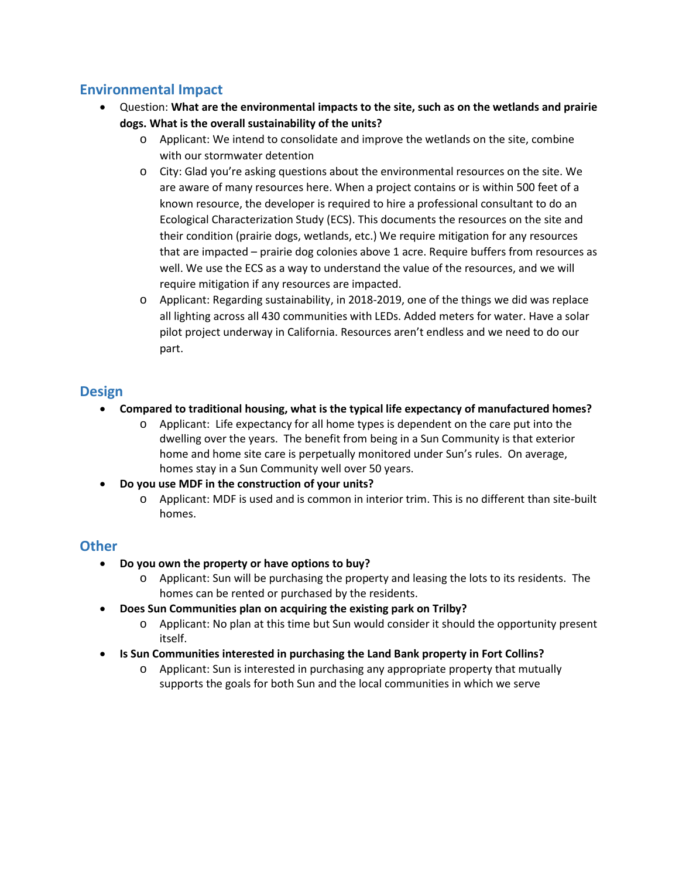## Environmental Impact

- Question: **What are the environmental impacts to the site, such as on the wetlands and prairie dogs. What is the overall sustainability of the units?**
  - Applicant: We intend to consolidate and improve the wetlands on the site, combine with our stormwater detention
  - City: Glad you're asking questions about the environmental resources on the site. We are aware of many resources here. When a project contains or is within 500 feet of a known resource, the developer is required to hire a professional consultant to do an Ecological Characterization Study (ECS). This documents the resources on the site and their condition (prairie dogs, wetlands, etc.) We require mitigation for any resources that are impacted – prairie dog colonies above 1 acre. Require buffers from resources as well. We use the ECS as a way to understand the value of the resources, and we will require mitigation if any resources are impacted.
  - Applicant: Regarding sustainability, in 2018-2019, one of the things we did was replace all lighting across all 430 communities with LEDs. Added meters for water. Have a solar pilot project underway in California. Resources aren't endless and we need to do our part.

## Design

- **Compared to traditional housing, what is the typical life expectancy of manufactured homes?**
  - Applicant: Life expectancy for all home types is dependent on the care put into the dwelling over the years. The benefit from being in a Sun Community is that exterior home and home site care is perpetually monitored under Sun's rules. On average, homes stay in a Sun Community well over 50 years.
- **Do you use MDF in the construction of your units?**
  - Applicant: MDF is used and is common in interior trim. This is no different than site-built homes.

## Other

- **Do you own the property or have options to buy?**
  - Applicant: Sun will be purchasing the property and leasing the lots to its residents. The homes can be rented or purchased by the residents.
- **Does Sun Communities plan on acquiring the existing park on Trilby?**
  - Applicant: No plan at this time but Sun would consider it should the opportunity present itself.
- **Is Sun Communities interested in purchasing the Land Bank property in Fort Collins?**
  - Applicant: Sun is interested in purchasing any appropriate property that mutually supports the goals for both Sun and the local communities in which we serve